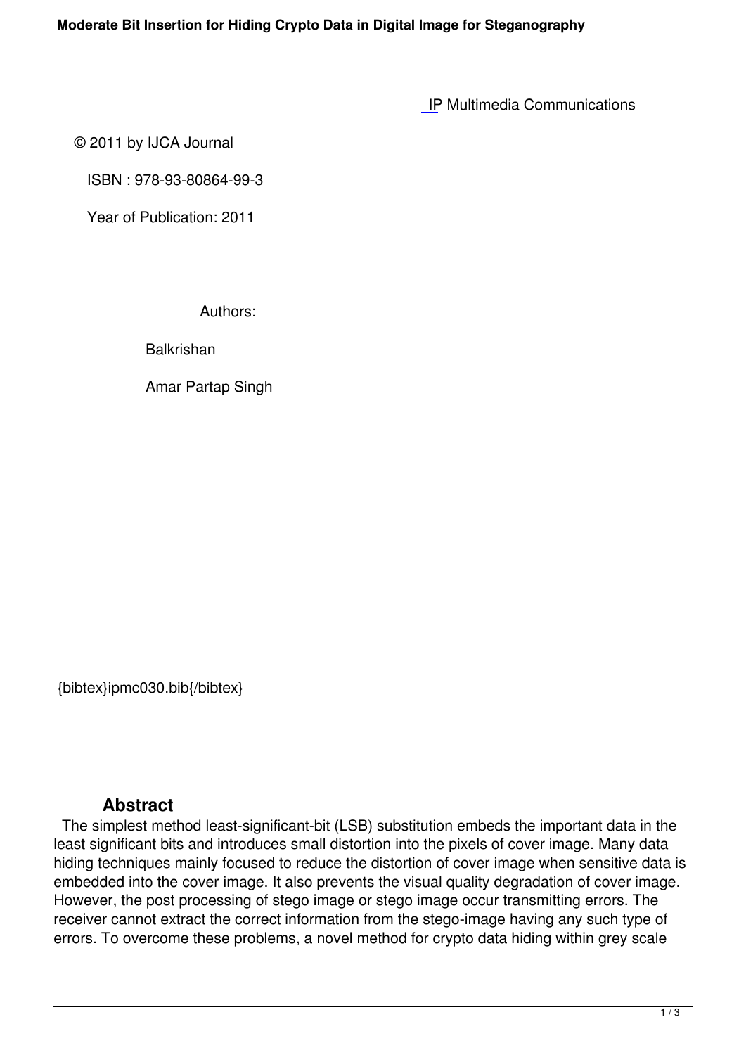IP Multimedia Communications

© 2011 by IJCA Journal

ISBN : 978-93-80864-99-3

Year of Publication: 2011

Authors:

Balkrishan

Amar Partap Singh

{bibtex}ipmc030.bib{/bibtex}

## Abstract

The simplest method least-significant-bit (LSB) substitution embeds the important data in the least significant bits and introduces small distortion into the pixels of cover image. Many data hiding techniques mainly focused to reduce the distortion of cover image when sensitive data is embedded into the cover image. It also prevents the visual quality degradation of cover image. However, the post processing of stego image or stego image occur transmitting errors. The receiver cannot extract the correct information from the stego-image having any such type of errors. To overcome these problems, a novel method for crypto data hiding within grey scale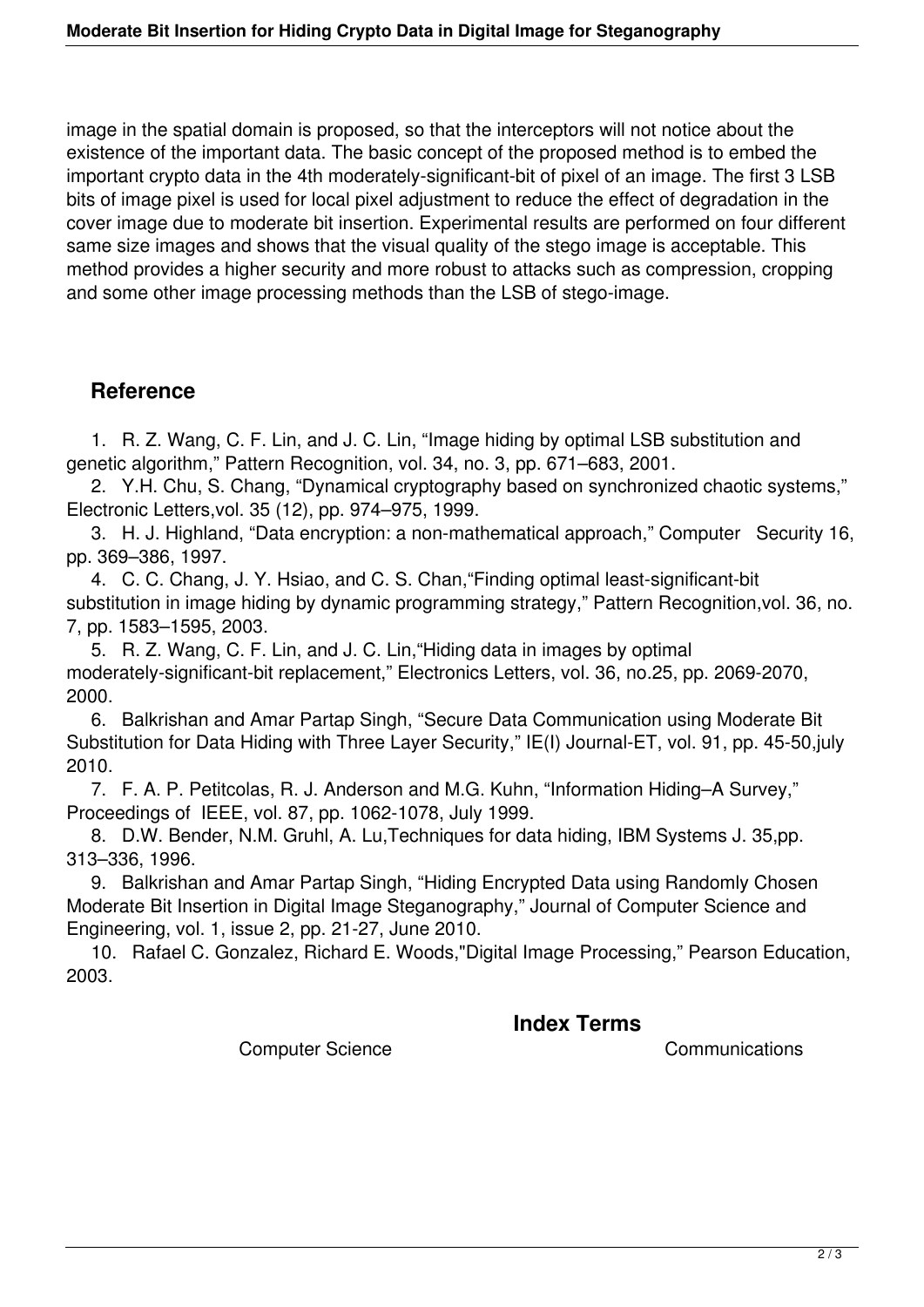image in the spatial domain is proposed, so that the interceptors will not notice about the existence of the important data. The basic concept of the proposed method is to embed the important crypto data in the 4th moderately-significant-bit of pixel of an image. The first 3 LSB bits of image pixel is used for local pixel adjustment to reduce the effect of degradation in the cover image due to moderate bit insertion. Experimental results are performed on four different same size images and shows that the visual quality of the stego image is acceptable. This method provides a higher security and more robust to attacks such as compression, cropping and some other image processing methods than the LSB of stego-image.

## Reference

1. R. Z. Wang, C. F. Lin, and J. C. Lin, "Image hiding by optimal LSB substitution and genetic algorithm," Pattern Recognition, vol. 34, no. 3, pp. 671–683, 2001.
2. Y.H. Chu, S. Chang, "Dynamical cryptography based on synchronized chaotic systems," Electronic Letters,vol. 35 (12), pp. 974–975, 1999.
3. H. J. Highland, "Data encryption: a non-mathematical approach," Computer Security 16, pp. 369–386, 1997.
4. C. C. Chang, J. Y. Hsiao, and C. S. Chan,"Finding optimal least-significant-bit substitution in image hiding by dynamic programming strategy," Pattern Recognition,vol. 36, no. 7, pp. 1583–1595, 2003.
5. R. Z. Wang, C. F. Lin, and J. C. Lin,"Hiding data in images by optimal moderately-significant-bit replacement," Electronics Letters, vol. 36, no.25, pp. 2069-2070, 2000.
6. Balkrishan and Amar Partap Singh, "Secure Data Communication using Moderate Bit Substitution for Data Hiding with Three Layer Security," IE(I) Journal-ET, vol. 91, pp. 45-50,july 2010.
7. F. A. P. Petitcolas, R. J. Anderson and M.G. Kuhn, "Information Hiding–A Survey," Proceedings of IEEE, vol. 87, pp. 1062-1078, July 1999.
8. D.W. Bender, N.M. Gruhl, A. Lu,Techniques for data hiding, IBM Systems J. 35,pp. 313–336, 1996.
9. Balkrishan and Amar Partap Singh, "Hiding Encrypted Data using Randomly Chosen Moderate Bit Insertion in Digital Image Steganography," Journal of Computer Science and Engineering, vol. 1, issue 2, pp. 21-27, June 2010.
10. Rafael C. Gonzalez, Richard E. Woods,"Digital Image Processing," Pearson Education, 2003.

## Index Terms

Computer Science Communications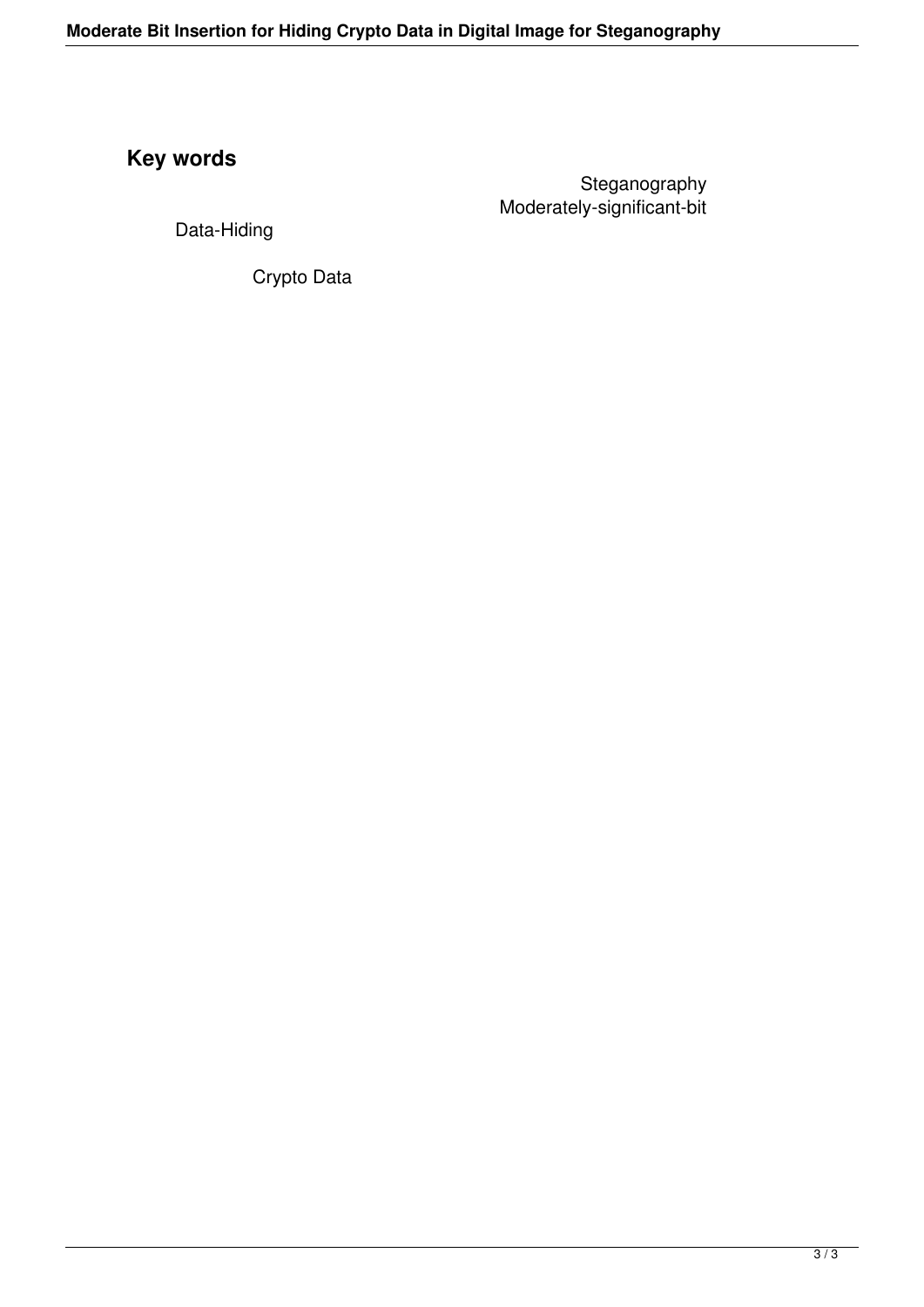## Key words

Steganography

Moderately-significant-bit

Data-Hiding

Crypto Data